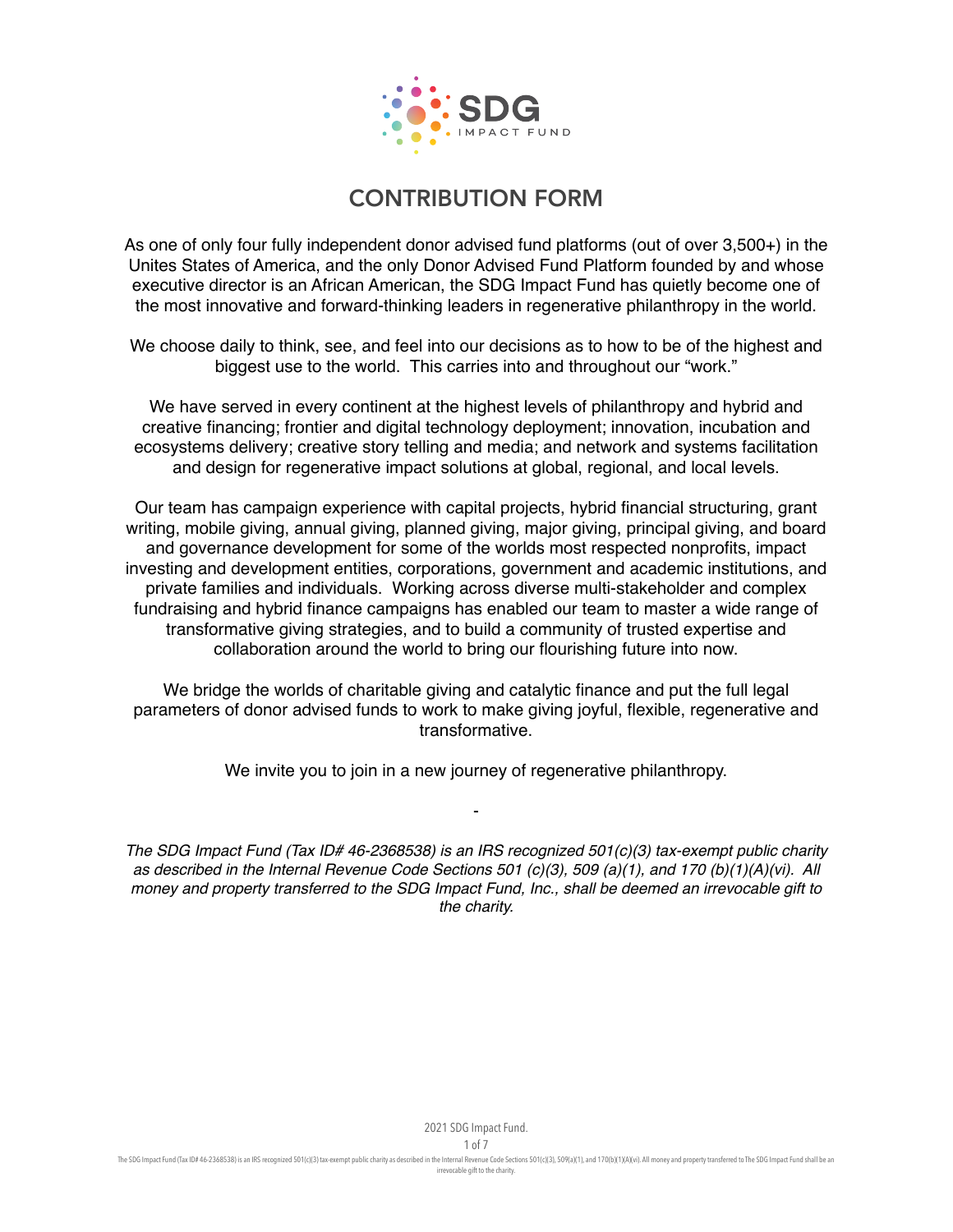SDG IMPACT FUND

# CONTRIBUTION FORM

As one of only four fully independent donor advised fund platforms (out of over 3,500+) in the Unites States of America, and the only Donor Advised Fund Platform founded by and whose executive director is an African American, the SDG Impact Fund has quietly become one of the most innovative and forward-thinking leaders in regenerative philanthropy in the world.

We choose daily to think, see, and feel into our decisions as to how to be of the highest and biggest use to the world. This carries into and throughout our "work."

We have served in every continent at the highest levels of philanthropy and hybrid and creative financing; frontier and digital technology deployment; innovation, incubation and ecosystems delivery; creative story telling and media; and network and systems facilitation and design for regenerative impact solutions at global, regional, and local levels.

Our team has campaign experience with capital projects, hybrid financial structuring, grant writing, mobile giving, annual giving, planned giving, major giving, principal giving, and board and governance development for some of the worlds most respected nonprofits, impact investing and development entities, corporations, government and academic institutions, and private families and individuals. Working across diverse multi-stakeholder and complex fundraising and hybrid finance campaigns has enabled our team to master a wide range of transformative giving strategies, and to build a community of trusted expertise and collaboration around the world to bring our flourishing future into now.

We bridge the worlds of charitable giving and catalytic finance and put the full legal parameters of donor advised funds to work to make giving joyful, flexible, regenerative and transformative.

We invite you to join in a new journey of regenerative philanthropy.

-

*The SDG Impact Fund (Tax ID# 46-2368538) is an IRS recognized 501(c)(3) tax-exempt public charity as described in the Internal Revenue Code Sections 501 (c)(3), 509 (a)(1), and 170 (b)(1)(A)(vi). All money and property transferred to the SDG Impact Fund, Inc., shall be deemed an irrevocable gift to the charity.*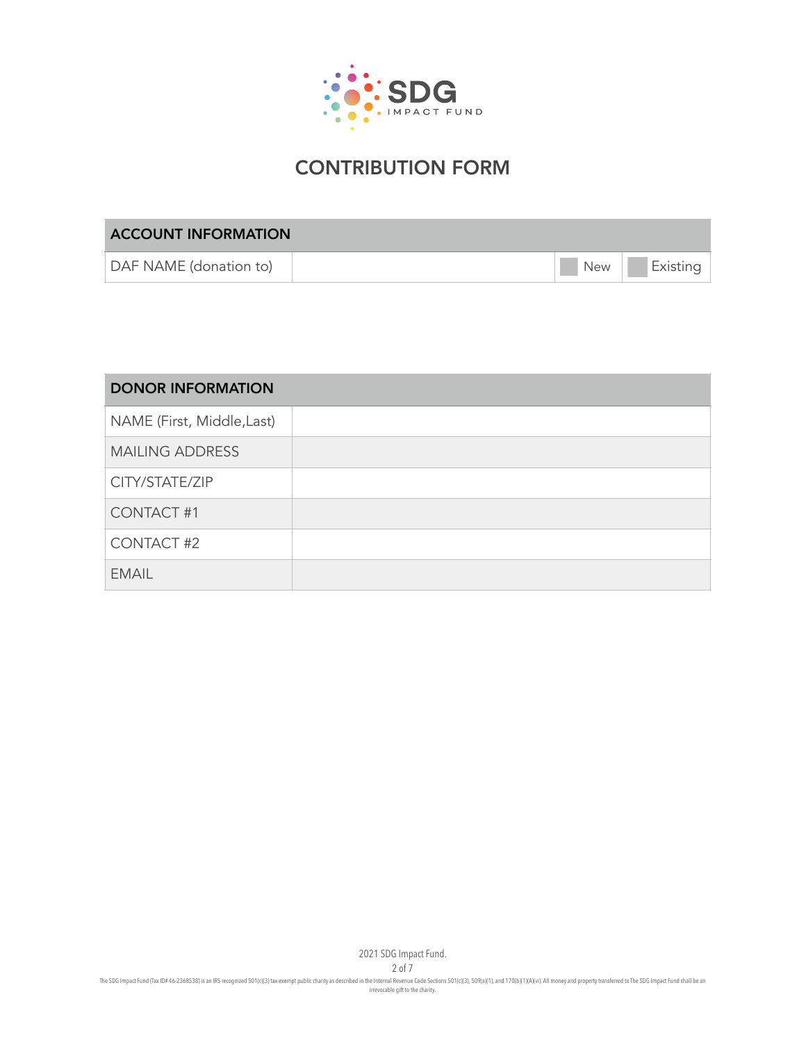SDG IMPACT FUND

# CONTRIBUTION FORM

| ACCOUNT INFORMATION | | | |
|---|---|---|---|
| DAF NAME (donation to) | | ☐ New | ☐ Existing |

| DONOR INFORMATION | |
|---|---|
| NAME (First, Middle,Last) | |
| MAILING ADDRESS | |
| CITY/STATE/ZIP | |
| CONTACT #1 | |
| CONTACT #2 | |
| EMAIL | |

2021 SDG Impact Fund.

The SDG Impact Fund (Tax ID# 46-2368538) is an IRS recognized 501(c)(3) tax-exempt public charity as described in the Internal Revenue Code Sections 501(c)(3), 509(a)(1), and 170(b)(1)(A)(vi). All money and property transferred to The SDG Impact Fund shall be an irrevocable gift to the charity.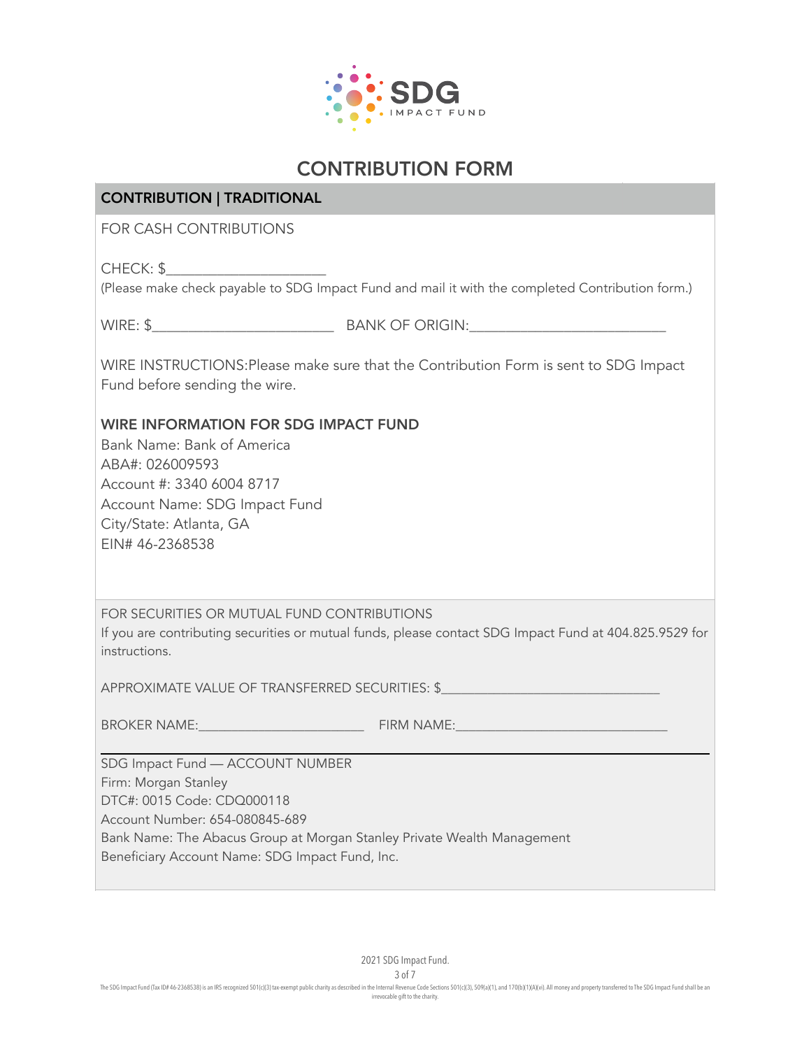SDG IMPACT FUND

# CONTRIBUTION FORM

## CONTRIBUTION | TRADITIONAL

FOR CASH CONTRIBUTIONS

CHECK: $____________________

(Please make check payable to SDG Impact Fund and mail it with the completed Contribution form.)

WIRE: $______________________ BANK OF ORIGIN:_________________________

WIRE INSTRUCTIONS:Please make sure that the Contribution Form is sent to SDG Impact Fund before sending the wire.

### WIRE INFORMATION FOR SDG IMPACT FUND

Bank Name: Bank of America
ABA#: 026009593
Account #: 3340 6004 8717
Account Name: SDG Impact Fund
City/State: Atlanta, GA
EIN# 46-2368538

FOR SECURITIES OR MUTUAL FUND CONTRIBUTIONS

If you are contributing securities or mutual funds, please contact SDG Impact Fund at 404.825.9529 for instructions.

APPROXIMATE VALUE OF TRANSFERRED SECURITIES: $____________________________

BROKER NAME:______________________ FIRM NAME:____________________________

SDG Impact Fund — ACCOUNT NUMBER
Firm: Morgan Stanley
DTC#: 0015 Code: CDQ000118
Account Number: 654-080845-689
Bank Name: The Abacus Group at Morgan Stanley Private Wealth Management
Beneficiary Account Name: SDG Impact Fund, Inc.

2021 SDG Impact Fund.

The SDG Impact Fund (Tax ID# 46-2368538) is an IRS recognized 501(c)(3) tax-exempt public charity as described in the Internal Revenue Code Sections 501(c)(3), 509(a)(1), and 170(b)(1)(A)(vi). All money and property transferred to The SDG Impact Fund shall be an irrevocable gift to the charity.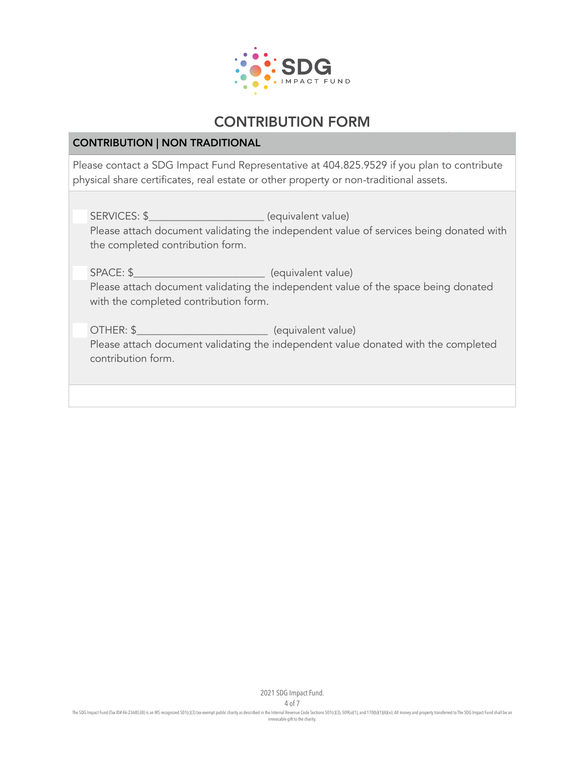SDG IMPACT FUND

# CONTRIBUTION FORM

## CONTRIBUTION | NON TRADITIONAL

Please contact a SDG Impact Fund Representative at 404.825.9529 if you plan to contribute physical share certificates, real estate or other property or non-traditional assets.

- [ ] SERVICES: $____________________ (equivalent value)
  Please attach document validating the independent value of services being donated with the completed contribution form.

- [ ] SPACE: $_______________________ (equivalent value)
  Please attach document validating the independent value of the space being donated with the completed contribution form.

- [ ] OTHER: $_______________________ (equivalent value)
  Please attach document validating the independent value donated with the completed contribution form.

2021 SDG Impact Fund.

The SDG Impact Fund (Tax ID# 46-2368538) is an IRS recognized 501(c)(3) tax-exempt public charity as described in the Internal Revenue Code Sections 501(c)(3), 509(a)(1), and 170(b)(1)(A)(vi). All money and property transferred to The SDG Impact Fund shall be an irrevocable gift to the charity.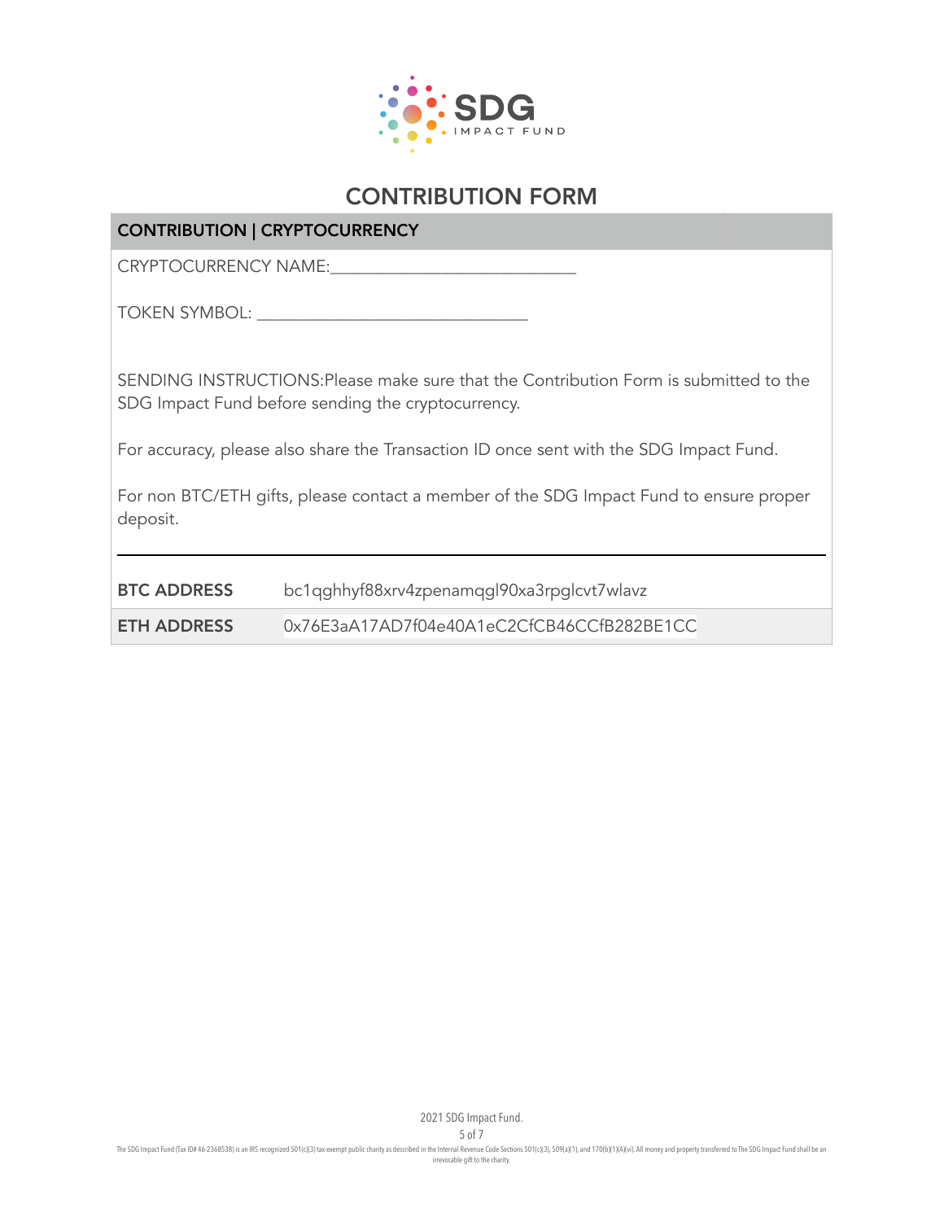SDG IMPACT FUND

# CONTRIBUTION FORM

## CONTRIBUTION | CRYPTOCURRENCY

CRYPTOCURRENCY NAME:___________________________

TOKEN SYMBOL: ______________________________

SENDING INSTRUCTIONS:Please make sure that the Contribution Form is submitted to the SDG Impact Fund before sending the cryptocurrency.

For accuracy, please also share the Transaction ID once sent with the SDG Impact Fund.

For non BTC/ETH gifts, please contact a member of the SDG Impact Fund to ensure proper deposit.

---

| | |
|---|---|
| **BTC ADDRESS** | bc1qghhyf88xrv4zpenamqgl90xa3rpglcvt7wlavz |
| **ETH ADDRESS** | 0x76E3aA17AD7f04e40A1eC2CfCB46CCfB282BE1CC |

2021 SDG Impact Fund.

The SDG Impact Fund (Tax ID# 46-2368538) is an IRS recognized 501(c)(3) tax-exempt public charity as described in the Internal Revenue Code Sections 501(c)(3), 509(a)(1), and 170(b)(1)(A)(vi). All money and property transferred to The SDG Impact Fund shall be an irrevocable gift to the charity.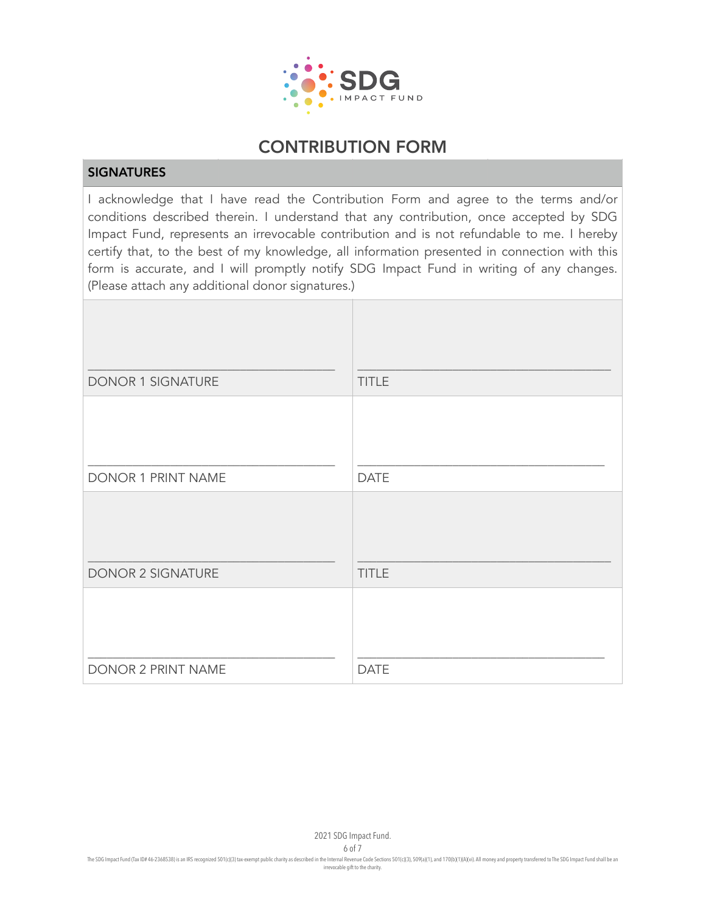# CONTRIBUTION FORM

## SIGNATURES

I acknowledge that I have read the Contribution Form and agree to the terms and/or conditions described therein. I understand that any contribution, once accepted by SDG Impact Fund, represents an irrevocable contribution and is not refundable to me. I hereby certify that, to the best of my knowledge, all information presented in connection with this form is accurate, and I will promptly notify SDG Impact Fund in writing of any changes. (Please attach any additional donor signatures.)

| | |
|---|---|
| ______________________________ DONOR 1 SIGNATURE | ______________________________ TITLE |
| ______________________________ DONOR 1 PRINT NAME | ______________________________ DATE |
| ______________________________ DONOR 2 SIGNATURE | ______________________________ TITLE |
| ______________________________ DONOR 2 PRINT NAME | ______________________________ DATE |

2021 SDG Impact Fund.

The SDG Impact Fund (Tax ID# 46-2368538) is an IRS recognized 501(c)(3) tax-exempt public charity as described in the Internal Revenue Code Sections 501(c)(3), 509(a)(1), and 170(b)(1)(A)(vi). All money and property transferred to The SDG Impact Fund shall be an irrevocable gift to the charity.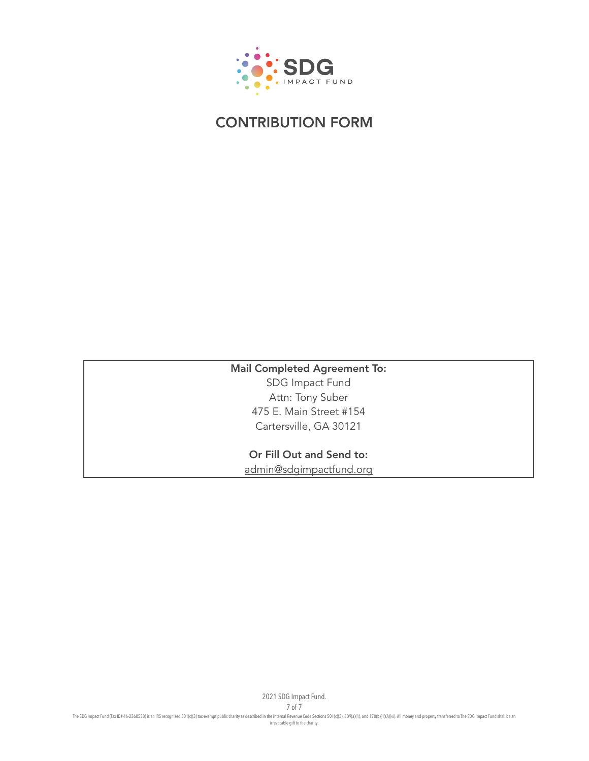# SDG IMPACT FUND

## CONTRIBUTION FORM

**Mail Completed Agreement To:**

SDG Impact Fund
Attn: Tony Suber
475 E. Main Street #154
Cartersville, GA 30121

**Or Fill Out and Send to:**

admin@sdgimpactfund.org

2021 SDG Impact Fund.

The SDG Impact Fund (Tax ID# 46-2368538) is an IRS recognized 501(c)(3) tax-exempt public charity as described in the Internal Revenue Code Sections 501(c)(3), 509(a)(1), and 170(b)(1)(A)(vi). All money and property transferred to The SDG Impact Fund shall be an irrevocable gift to the charity.